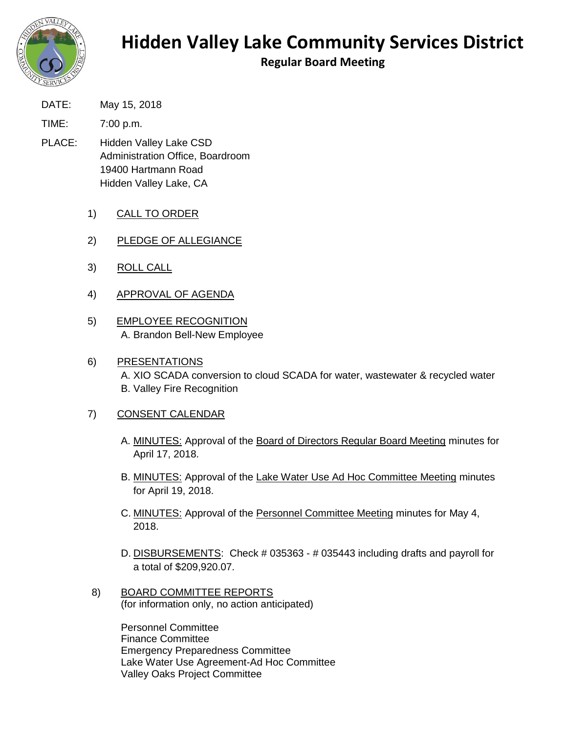# Hidden Valley Lake Community Services District

## Regular Board Meeting

DATE: May 15, 2018

TIME: 7:00 p.m.

PLACE: Hidden Valley Lake CSD
Administration Office, Boardroom
19400 Hartmann Road
Hidden Valley Lake, CA

1) CALL TO ORDER

2) PLEDGE OF ALLEGIANCE

3) ROLL CALL

4) APPROVAL OF AGENDA

5) EMPLOYEE RECOGNITION
   A. Brandon Bell-New Employee

6) PRESENTATIONS
   A. XIO SCADA conversion to cloud SCADA for water, wastewater & recycled water
   B. Valley Fire Recognition

7) CONSENT CALENDAR

   A. MINUTES: Approval of the Board of Directors Regular Board Meeting minutes for April 17, 2018.

   B. MINUTES: Approval of the Lake Water Use Ad Hoc Committee Meeting minutes for April 19, 2018.

   C. MINUTES: Approval of the Personnel Committee Meeting minutes for May 4, 2018.

   D. DISBURSEMENTS: Check # 035363 - # 035443 including drafts and payroll for a total of $209,920.07.

8) BOARD COMMITTEE REPORTS
   (for information only, no action anticipated)

   Personnel Committee
   Finance Committee
   Emergency Preparedness Committee
   Lake Water Use Agreement-Ad Hoc Committee
   Valley Oaks Project Committee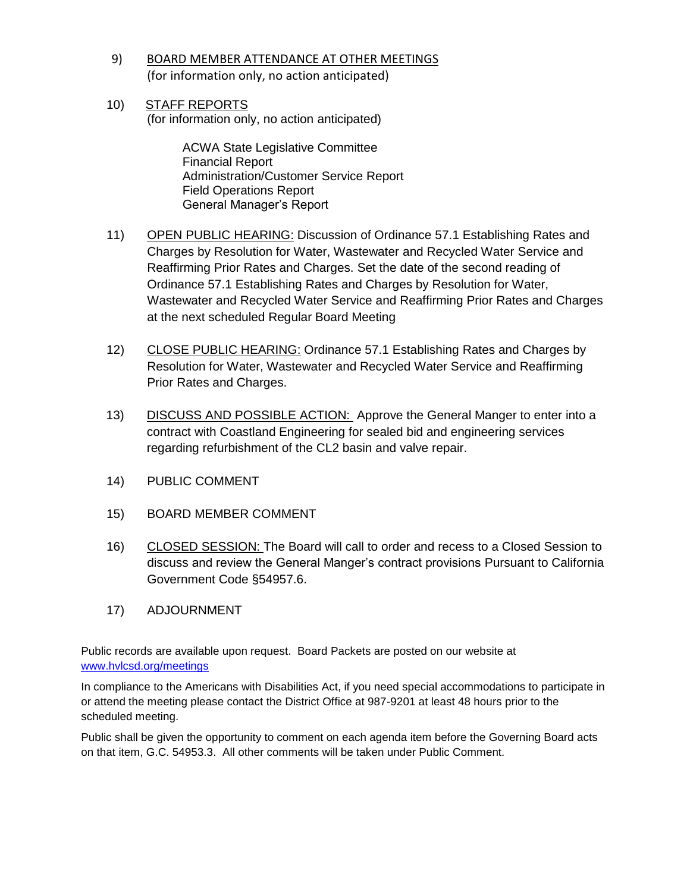9) <u>BOARD MEMBER ATTENDANCE AT OTHER MEETINGS</u>
(for information only, no action anticipated)

10) <u>STAFF REPORTS</u>
(for information only, no action anticipated)

ACWA State Legislative Committee
Financial Report
Administration/Customer Service Report
Field Operations Report
General Manager's Report

11) <u>OPEN PUBLIC HEARING:</u> Discussion of Ordinance 57.1 Establishing Rates and Charges by Resolution for Water, Wastewater and Recycled Water Service and Reaffirming Prior Rates and Charges. Set the date of the second reading of Ordinance 57.1 Establishing Rates and Charges by Resolution for Water, Wastewater and Recycled Water Service and Reaffirming Prior Rates and Charges at the next scheduled Regular Board Meeting

12) <u>CLOSE PUBLIC HEARING:</u> Ordinance 57.1 Establishing Rates and Charges by Resolution for Water, Wastewater and Recycled Water Service and Reaffirming Prior Rates and Charges.

13) <u>DISCUSS AND POSSIBLE ACTION:</u> Approve the General Manger to enter into a contract with Coastland Engineering for sealed bid and engineering services regarding refurbishment of the CL2 basin and valve repair.

14) PUBLIC COMMENT

15) BOARD MEMBER COMMENT

16) <u>CLOSED SESSION:</u> The Board will call to order and recess to a Closed Session to discuss and review the General Manger's contract provisions Pursuant to California Government Code §54957.6.

17) ADJOURNMENT

Public records are available upon request. Board Packets are posted on our website at [www.hvlcsd.org/meetings](http://www.hvlcsd.org/meetings)

In compliance to the Americans with Disabilities Act, if you need special accommodations to participate in or attend the meeting please contact the District Office at 987-9201 at least 48 hours prior to the scheduled meeting.

Public shall be given the opportunity to comment on each agenda item before the Governing Board acts on that item, G.C. 54953.3. All other comments will be taken under Public Comment.